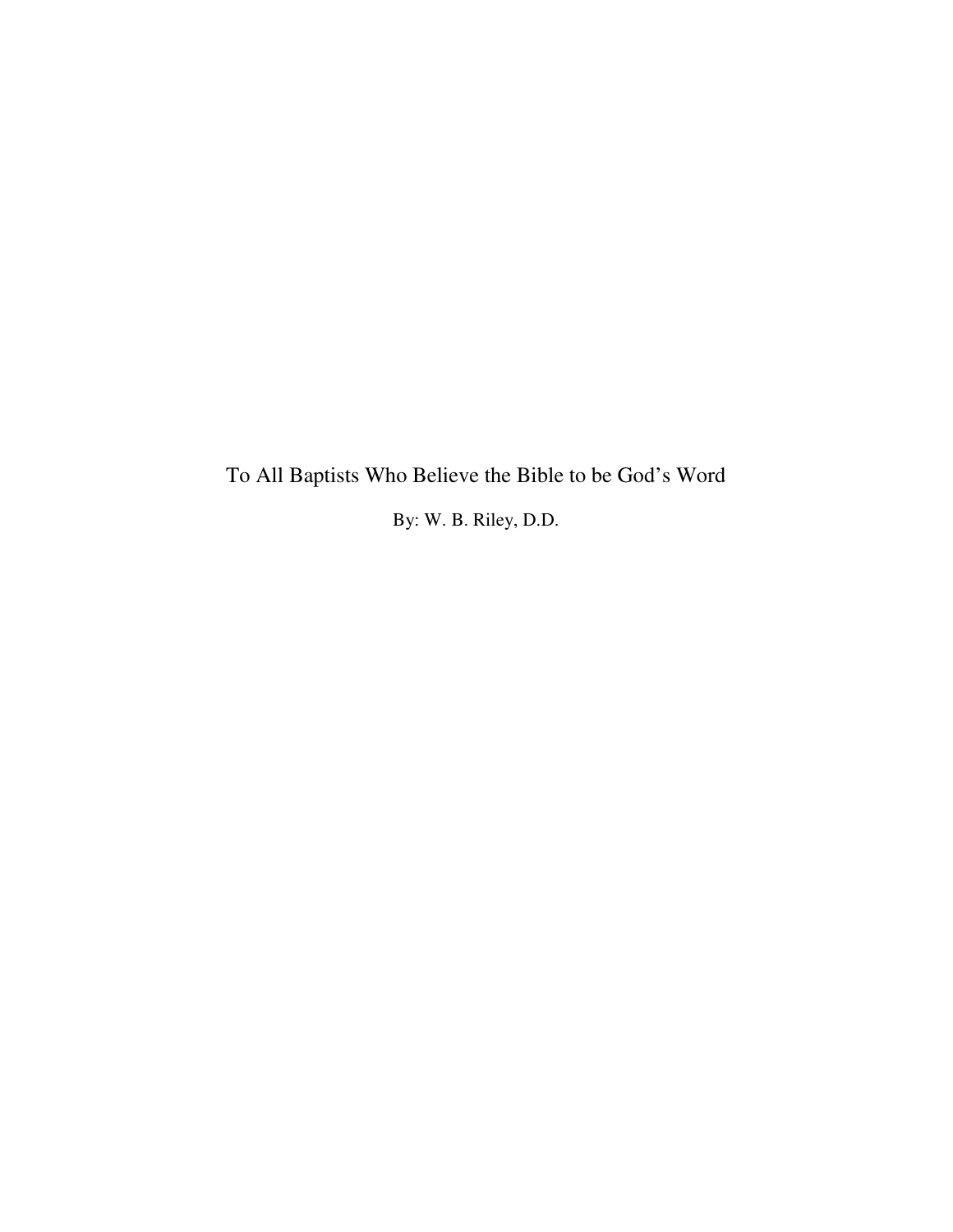# To All Baptists Who Believe the Bible to be God's Word

By: W. B. Riley, D.D.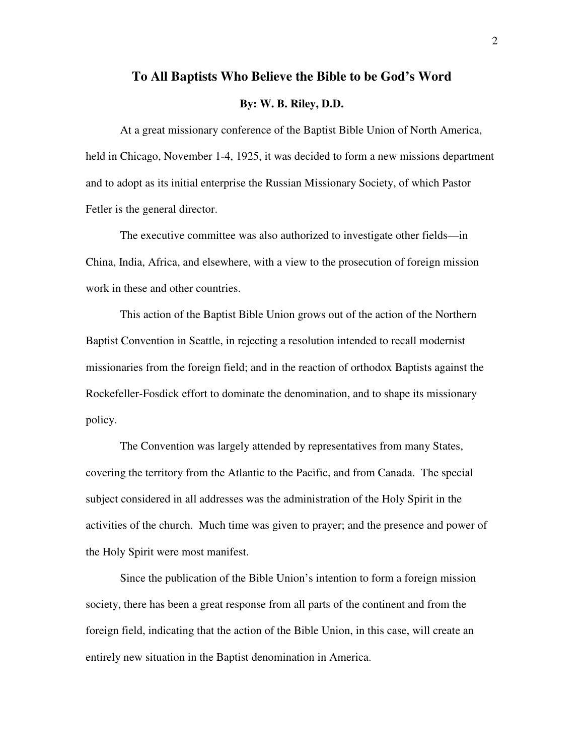## To All Baptists Who Believe the Bible to be God's Word

**By: W. B. Riley, D.D.**

At a great missionary conference of the Baptist Bible Union of North America, held in Chicago, November 1-4, 1925, it was decided to form a new missions department and to adopt as its initial enterprise the Russian Missionary Society, of which Pastor Fetler is the general director.

The executive committee was also authorized to investigate other fields—in China, India, Africa, and elsewhere, with a view to the prosecution of foreign mission work in these and other countries.

This action of the Baptist Bible Union grows out of the action of the Northern Baptist Convention in Seattle, in rejecting a resolution intended to recall modernist missionaries from the foreign field; and in the reaction of orthodox Baptists against the Rockefeller-Fosdick effort to dominate the denomination, and to shape its missionary policy.

The Convention was largely attended by representatives from many States, covering the territory from the Atlantic to the Pacific, and from Canada. The special subject considered in all addresses was the administration of the Holy Spirit in the activities of the church. Much time was given to prayer; and the presence and power of the Holy Spirit were most manifest.

Since the publication of the Bible Union's intention to form a foreign mission society, there has been a great response from all parts of the continent and from the foreign field, indicating that the action of the Bible Union, in this case, will create an entirely new situation in the Baptist denomination in America.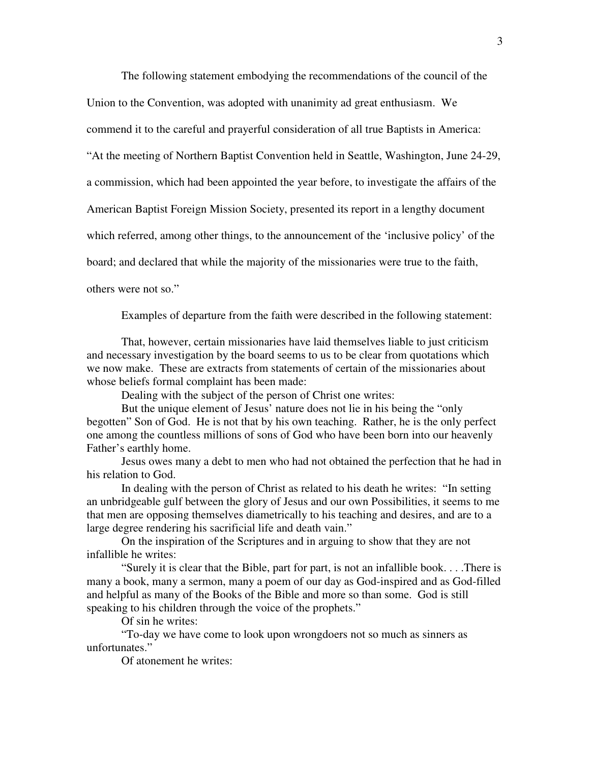The following statement embodying the recommendations of the council of the Union to the Convention, was adopted with unanimity ad great enthusiasm. We commend it to the careful and prayerful consideration of all true Baptists in America: "At the meeting of Northern Baptist Convention held in Seattle, Washington, June 24-29, a commission, which had been appointed the year before, to investigate the affairs of the American Baptist Foreign Mission Society, presented its report in a lengthy document which referred, among other things, to the announcement of the 'inclusive policy' of the board; and declared that while the majority of the missionaries were true to the faith, others were not so."

Examples of departure from the faith were described in the following statement:

> That, however, certain missionaries have laid themselves liable to just criticism and necessary investigation by the board seems to us to be clear from quotations which we now make. These are extracts from statements of certain of the missionaries about whose beliefs formal complaint has been made:
>
> Dealing with the subject of the person of Christ one writes:
>
> But the unique element of Jesus' nature does not lie in his being the "only begotten" Son of God. He is not that by his own teaching. Rather, he is the only perfect one among the countless millions of sons of God who have been born into our heavenly Father's earthly home.
>
> Jesus owes many a debt to men who had not obtained the perfection that he had in his relation to God.
>
> In dealing with the person of Christ as related to his death he writes: "In setting an unbridgeable gulf between the glory of Jesus and our own Possibilities, it seems to me that men are opposing themselves diametrically to his teaching and desires, and are to a large degree rendering his sacrificial life and death vain."
>
> On the inspiration of the Scriptures and in arguing to show that they are not infallible he writes:
>
> "Surely it is clear that the Bible, part for part, is not an infallible book. . . .There is many a book, many a sermon, many a poem of our day as God-inspired and as God-filled and helpful as many of the Books of the Bible and more so than some. God is still speaking to his children through the voice of the prophets."
>
> Of sin he writes:
>
> "To-day we have come to look upon wrongdoers not so much as sinners as unfortunates."
>
> Of atonement he writes: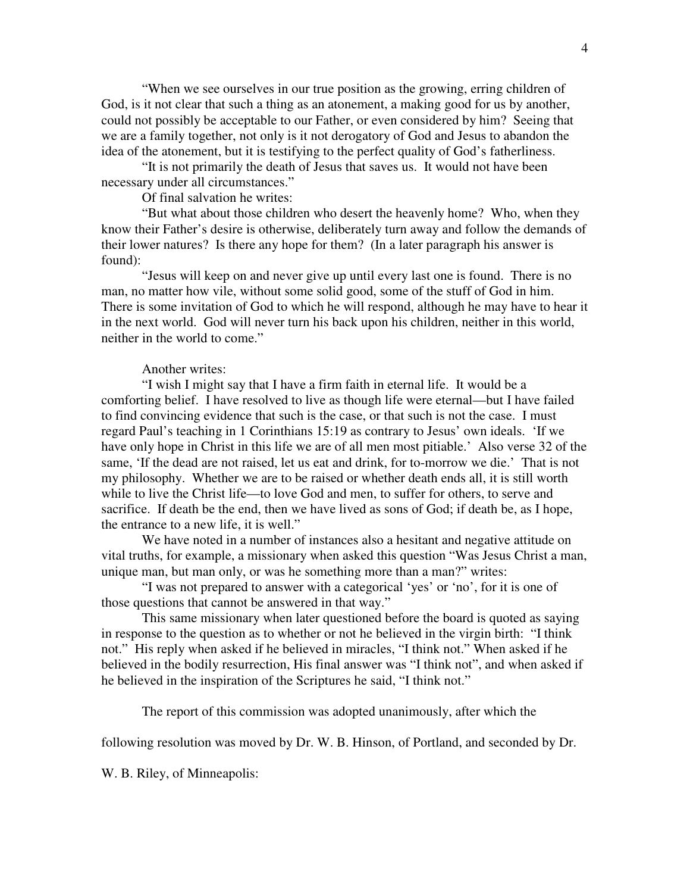"When we see ourselves in our true position as the growing, erring children of God, is it not clear that such a thing as an atonement, a making good for us by another, could not possibly be acceptable to our Father, or even considered by him? Seeing that we are a family together, not only is it not derogatory of God and Jesus to abandon the idea of the atonement, but it is testifying to the perfect quality of God's fatherliness.

"It is not primarily the death of Jesus that saves us. It would not have been necessary under all circumstances."

Of final salvation he writes:

"But what about those children who desert the heavenly home? Who, when they know their Father's desire is otherwise, deliberately turn away and follow the demands of their lower natures? Is there any hope for them? (In a later paragraph his answer is found):

"Jesus will keep on and never give up until every last one is found. There is no man, no matter how vile, without some solid good, some of the stuff of God in him. There is some invitation of God to which he will respond, although he may have to hear it in the next world. God will never turn his back upon his children, neither in this world, neither in the world to come."

Another writes:

"I wish I might say that I have a firm faith in eternal life. It would be a comforting belief. I have resolved to live as though life were eternal—but I have failed to find convincing evidence that such is the case, or that such is not the case. I must regard Paul's teaching in 1 Corinthians 15:19 as contrary to Jesus' own ideals. 'If we have only hope in Christ in this life we are of all men most pitiable.' Also verse 32 of the same, 'If the dead are not raised, let us eat and drink, for to-morrow we die.' That is not my philosophy. Whether we are to be raised or whether death ends all, it is still worth while to live the Christ life—to love God and men, to suffer for others, to serve and sacrifice. If death be the end, then we have lived as sons of God; if death be, as I hope, the entrance to a new life, it is well."

We have noted in a number of instances also a hesitant and negative attitude on vital truths, for example, a missionary when asked this question "Was Jesus Christ a man, unique man, but man only, or was he something more than a man?" writes:

"I was not prepared to answer with a categorical 'yes' or 'no', for it is one of those questions that cannot be answered in that way."

This same missionary when later questioned before the board is quoted as saying in response to the question as to whether or not he believed in the virgin birth: "I think not." His reply when asked if he believed in miracles, "I think not." When asked if he believed in the bodily resurrection, His final answer was "I think not", and when asked if he believed in the inspiration of the Scriptures he said, "I think not."

The report of this commission was adopted unanimously, after which the following resolution was moved by Dr. W. B. Hinson, of Portland, and seconded by Dr. W. B. Riley, of Minneapolis: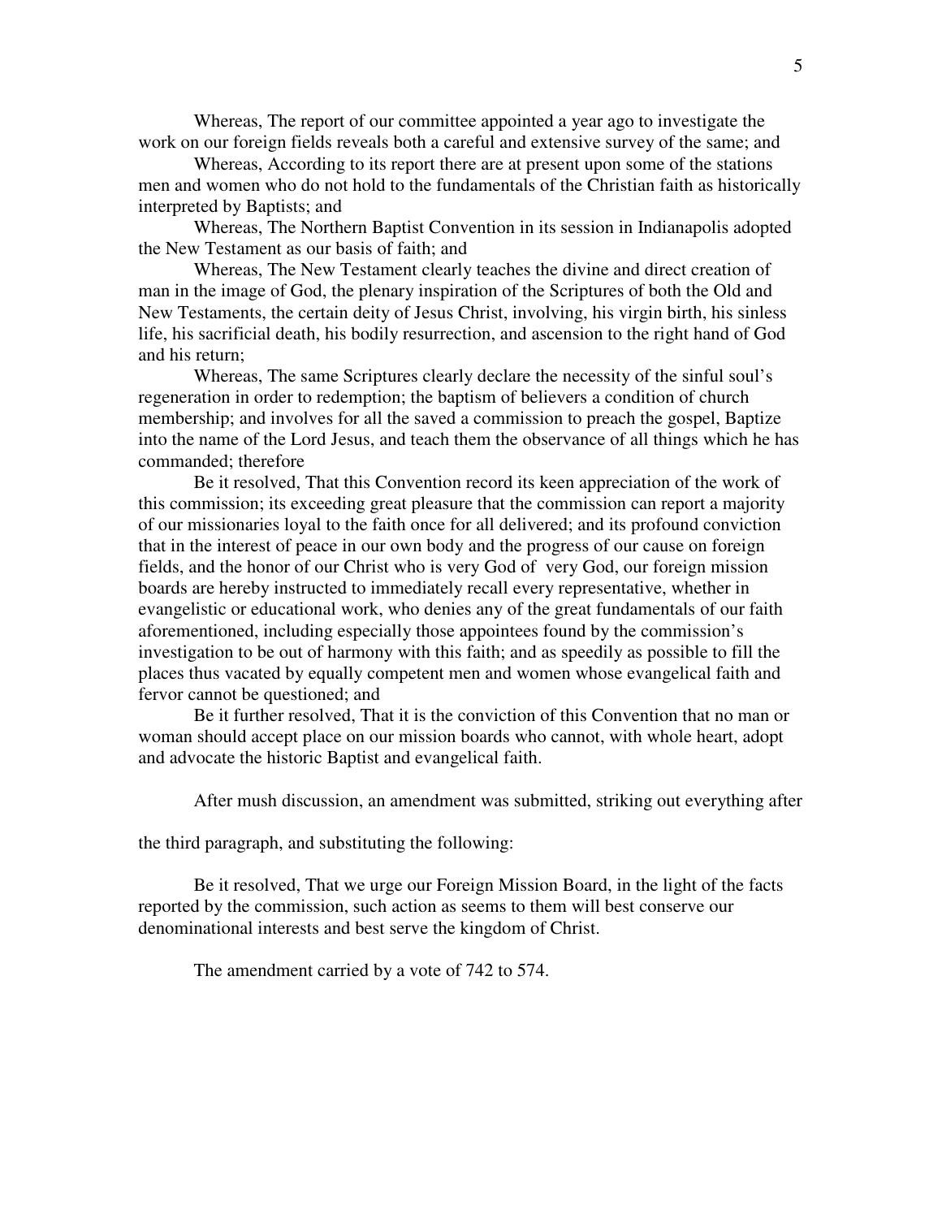Whereas, The report of our committee appointed a year ago to investigate the work on our foreign fields reveals both a careful and extensive survey of the same; and

Whereas, According to its report there are at present upon some of the stations men and women who do not hold to the fundamentals of the Christian faith as historically interpreted by Baptists; and

Whereas, The Northern Baptist Convention in its session in Indianapolis adopted the New Testament as our basis of faith; and

Whereas, The New Testament clearly teaches the divine and direct creation of man in the image of God, the plenary inspiration of the Scriptures of both the Old and New Testaments, the certain deity of Jesus Christ, involving, his virgin birth, his sinless life, his sacrificial death, his bodily resurrection, and ascension to the right hand of God and his return;

Whereas, The same Scriptures clearly declare the necessity of the sinful soul's regeneration in order to redemption; the baptism of believers a condition of church membership; and involves for all the saved a commission to preach the gospel, Baptize into the name of the Lord Jesus, and teach them the observance of all things which he has commanded; therefore

Be it resolved, That this Convention record its keen appreciation of the work of this commission; its exceeding great pleasure that the commission can report a majority of our missionaries loyal to the faith once for all delivered; and its profound conviction that in the interest of peace in our own body and the progress of our cause on foreign fields, and the honor of our Christ who is very God of very God, our foreign mission boards are hereby instructed to immediately recall every representative, whether in evangelistic or educational work, who denies any of the great fundamentals of our faith aforementioned, including especially those appointees found by the commission's investigation to be out of harmony with this faith; and as speedily as possible to fill the places thus vacated by equally competent men and women whose evangelical faith and fervor cannot be questioned; and

Be it further resolved, That it is the conviction of this Convention that no man or woman should accept place on our mission boards who cannot, with whole heart, adopt and advocate the historic Baptist and evangelical faith.

After mush discussion, an amendment was submitted, striking out everything after the third paragraph, and substituting the following:

Be it resolved, That we urge our Foreign Mission Board, in the light of the facts reported by the commission, such action as seems to them will best conserve our denominational interests and best serve the kingdom of Christ.

The amendment carried by a vote of 742 to 574.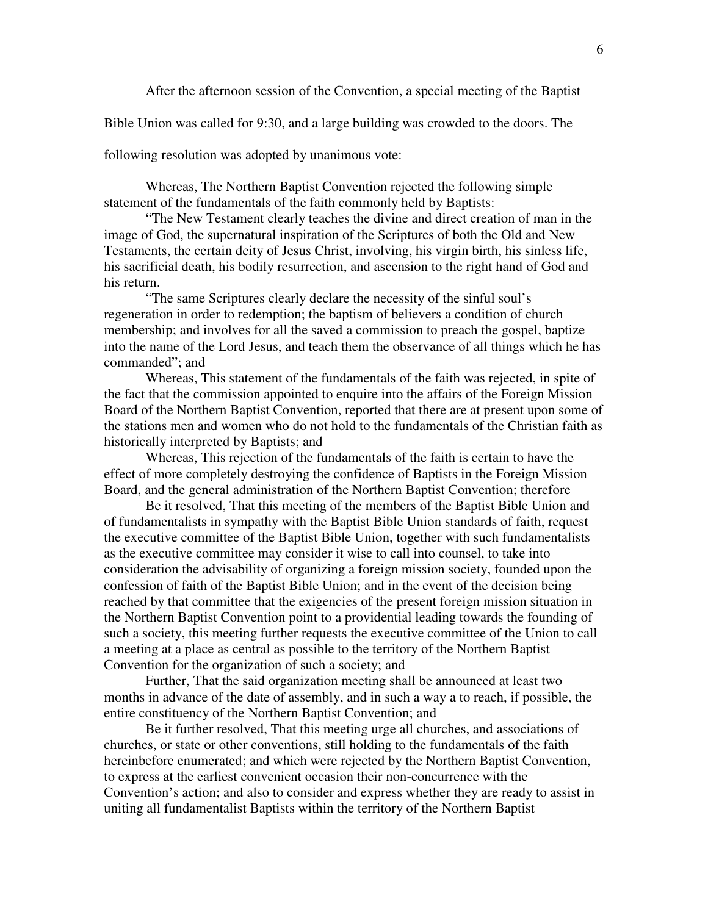After the afternoon session of the Convention, a special meeting of the Baptist Bible Union was called for 9:30, and a large building was crowded to the doors. The following resolution was adopted by unanimous vote:

> Whereas, The Northern Baptist Convention rejected the following simple statement of the fundamentals of the faith commonly held by Baptists:
>
> "The New Testament clearly teaches the divine and direct creation of man in the image of God, the supernatural inspiration of the Scriptures of both the Old and New Testaments, the certain deity of Jesus Christ, involving, his virgin birth, his sinless life, his sacrificial death, his bodily resurrection, and ascension to the right hand of God and his return.
>
> "The same Scriptures clearly declare the necessity of the sinful soul's regeneration in order to redemption; the baptism of believers a condition of church membership; and involves for all the saved a commission to preach the gospel, baptize into the name of the Lord Jesus, and teach them the observance of all things which he has commanded"; and
>
> Whereas, This statement of the fundamentals of the faith was rejected, in spite of the fact that the commission appointed to enquire into the affairs of the Foreign Mission Board of the Northern Baptist Convention, reported that there are at present upon some of the stations men and women who do not hold to the fundamentals of the Christian faith as historically interpreted by Baptists; and
>
> Whereas, This rejection of the fundamentals of the faith is certain to have the effect of more completely destroying the confidence of Baptists in the Foreign Mission Board, and the general administration of the Northern Baptist Convention; therefore
>
> Be it resolved, That this meeting of the members of the Baptist Bible Union and of fundamentalists in sympathy with the Baptist Bible Union standards of faith, request the executive committee of the Baptist Bible Union, together with such fundamentalists as the executive committee may consider it wise to call into counsel, to take into consideration the advisability of organizing a foreign mission society, founded upon the confession of faith of the Baptist Bible Union; and in the event of the decision being reached by that committee that the exigencies of the present foreign mission situation in the Northern Baptist Convention point to a providential leading towards the founding of such a society, this meeting further requests the executive committee of the Union to call a meeting at a place as central as possible to the territory of the Northern Baptist Convention for the organization of such a society; and
>
> Further, That the said organization meeting shall be announced at least two months in advance of the date of assembly, and in such a way a to reach, if possible, the entire constituency of the Northern Baptist Convention; and
>
> Be it further resolved, That this meeting urge all churches, and associations of churches, or state or other conventions, still holding to the fundamentals of the faith hereinbefore enumerated; and which were rejected by the Northern Baptist Convention, to express at the earliest convenient occasion their non-concurrence with the Convention's action; and also to consider and express whether they are ready to assist in uniting all fundamentalist Baptists within the territory of the Northern Baptist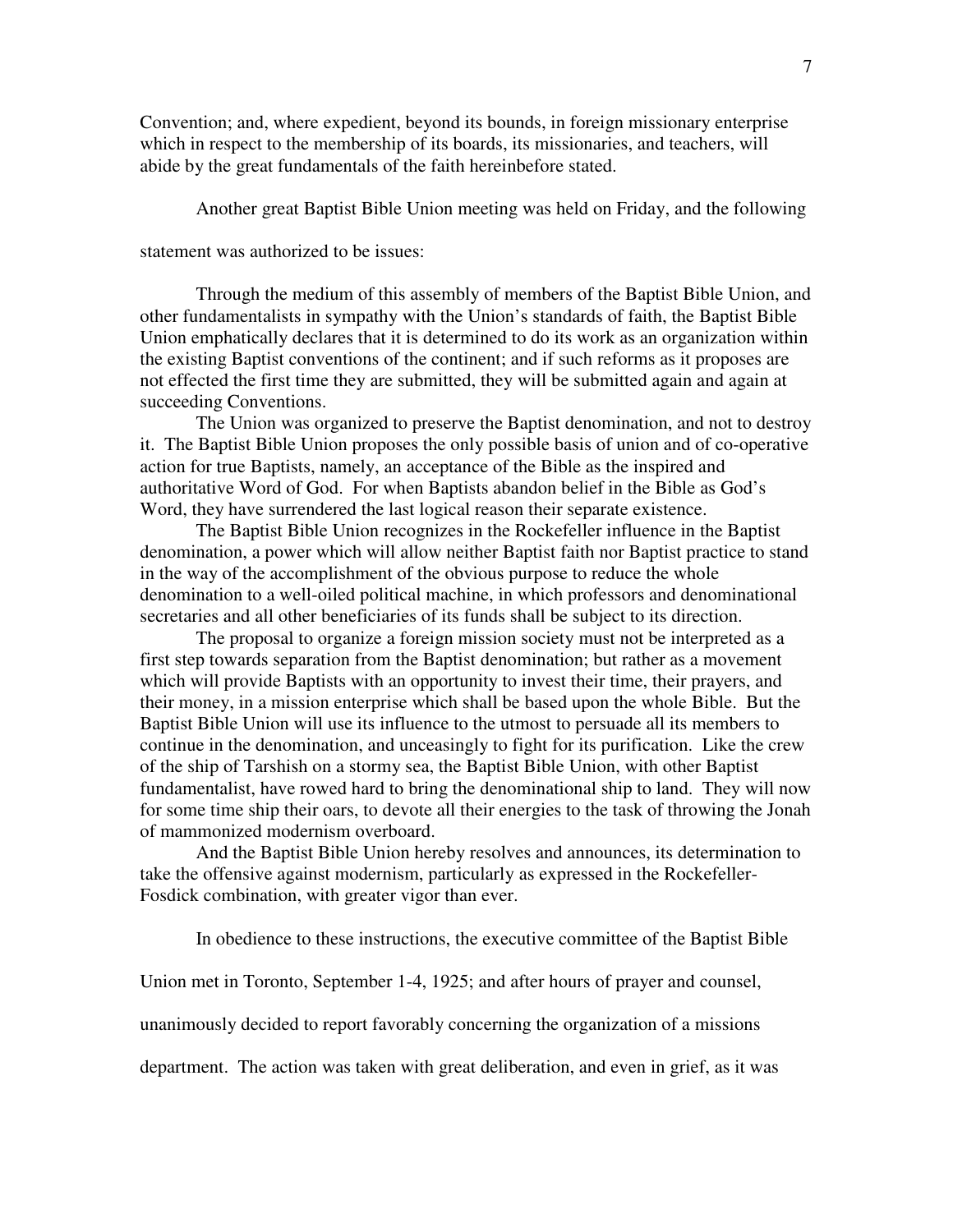Convention; and, where expedient, beyond its bounds, in foreign missionary enterprise which in respect to the membership of its boards, its missionaries, and teachers, will abide by the great fundamentals of the faith hereinbefore stated.

Another great Baptist Bible Union meeting was held on Friday, and the following statement was authorized to be issues:

> Through the medium of this assembly of members of the Baptist Bible Union, and other fundamentalists in sympathy with the Union's standards of faith, the Baptist Bible Union emphatically declares that it is determined to do its work as an organization within the existing Baptist conventions of the continent; and if such reforms as it proposes are not effected the first time they are submitted, they will be submitted again and again at succeeding Conventions.
>
> The Union was organized to preserve the Baptist denomination, and not to destroy it. The Baptist Bible Union proposes the only possible basis of union and of co-operative action for true Baptists, namely, an acceptance of the Bible as the inspired and authoritative Word of God. For when Baptists abandon belief in the Bible as God's Word, they have surrendered the last logical reason their separate existence.
>
> The Baptist Bible Union recognizes in the Rockefeller influence in the Baptist denomination, a power which will allow neither Baptist faith nor Baptist practice to stand in the way of the accomplishment of the obvious purpose to reduce the whole denomination to a well-oiled political machine, in which professors and denominational secretaries and all other beneficiaries of its funds shall be subject to its direction.
>
> The proposal to organize a foreign mission society must not be interpreted as a first step towards separation from the Baptist denomination; but rather as a movement which will provide Baptists with an opportunity to invest their time, their prayers, and their money, in a mission enterprise which shall be based upon the whole Bible. But the Baptist Bible Union will use its influence to the utmost to persuade all its members to continue in the denomination, and unceasingly to fight for its purification. Like the crew of the ship of Tarshish on a stormy sea, the Baptist Bible Union, with other Baptist fundamentalist, have rowed hard to bring the denominational ship to land. They will now for some time ship their oars, to devote all their energies to the task of throwing the Jonah of mammonized modernism overboard.
>
> And the Baptist Bible Union hereby resolves and announces, its determination to take the offensive against modernism, particularly as expressed in the Rockefeller-Fosdick combination, with greater vigor than ever.

In obedience to these instructions, the executive committee of the Baptist Bible Union met in Toronto, September 1-4, 1925; and after hours of prayer and counsel, unanimously decided to report favorably concerning the organization of a missions department. The action was taken with great deliberation, and even in grief, as it was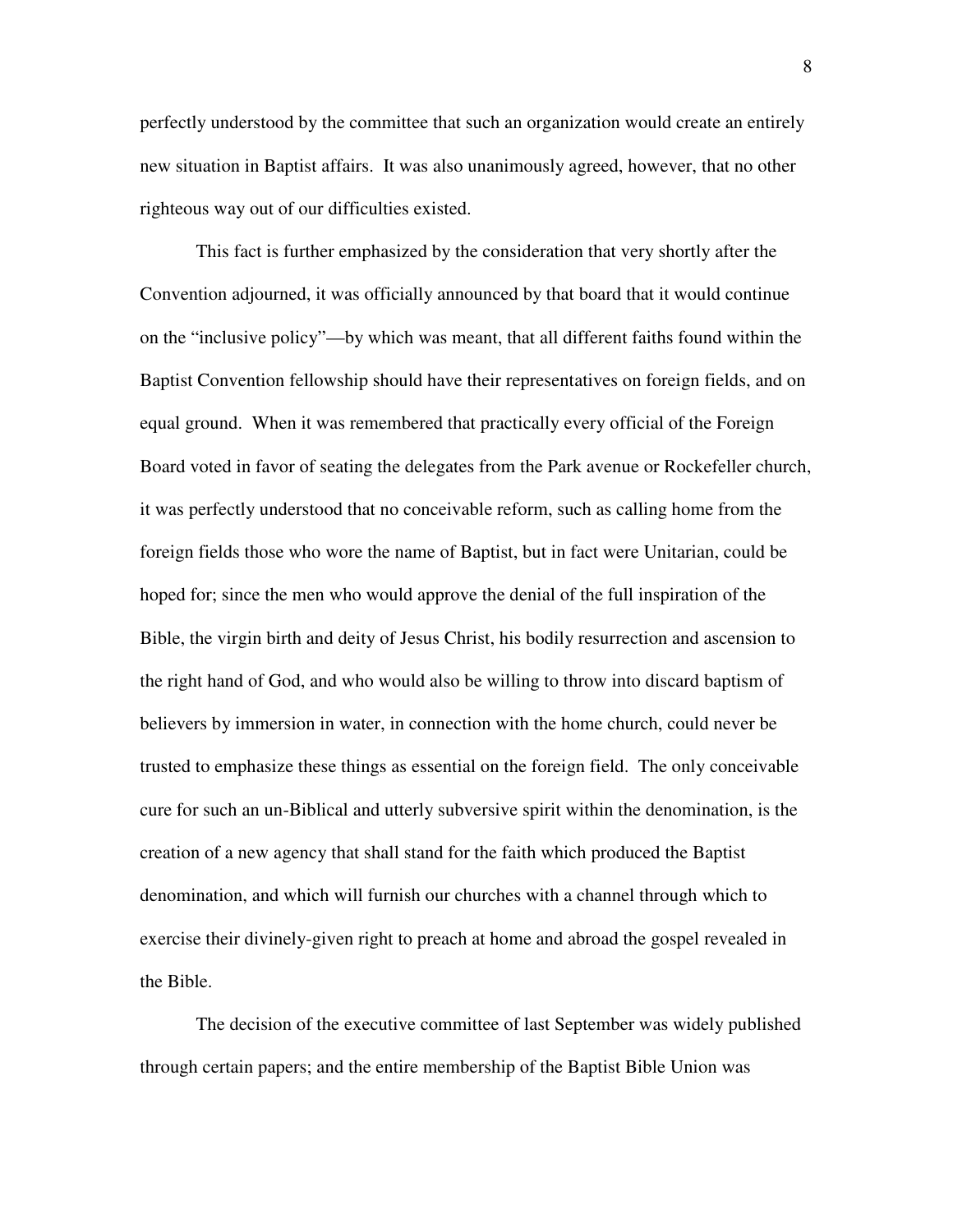perfectly understood by the committee that such an organization would create an entirely new situation in Baptist affairs. It was also unanimously agreed, however, that no other righteous way out of our difficulties existed.

This fact is further emphasized by the consideration that very shortly after the Convention adjourned, it was officially announced by that board that it would continue on the "inclusive policy"—by which was meant, that all different faiths found within the Baptist Convention fellowship should have their representatives on foreign fields, and on equal ground. When it was remembered that practically every official of the Foreign Board voted in favor of seating the delegates from the Park avenue or Rockefeller church, it was perfectly understood that no conceivable reform, such as calling home from the foreign fields those who wore the name of Baptist, but in fact were Unitarian, could be hoped for; since the men who would approve the denial of the full inspiration of the Bible, the virgin birth and deity of Jesus Christ, his bodily resurrection and ascension to the right hand of God, and who would also be willing to throw into discard baptism of believers by immersion in water, in connection with the home church, could never be trusted to emphasize these things as essential on the foreign field. The only conceivable cure for such an un-Biblical and utterly subversive spirit within the denomination, is the creation of a new agency that shall stand for the faith which produced the Baptist denomination, and which will furnish our churches with a channel through which to exercise their divinely-given right to preach at home and abroad the gospel revealed in the Bible.

The decision of the executive committee of last September was widely published through certain papers; and the entire membership of the Baptist Bible Union was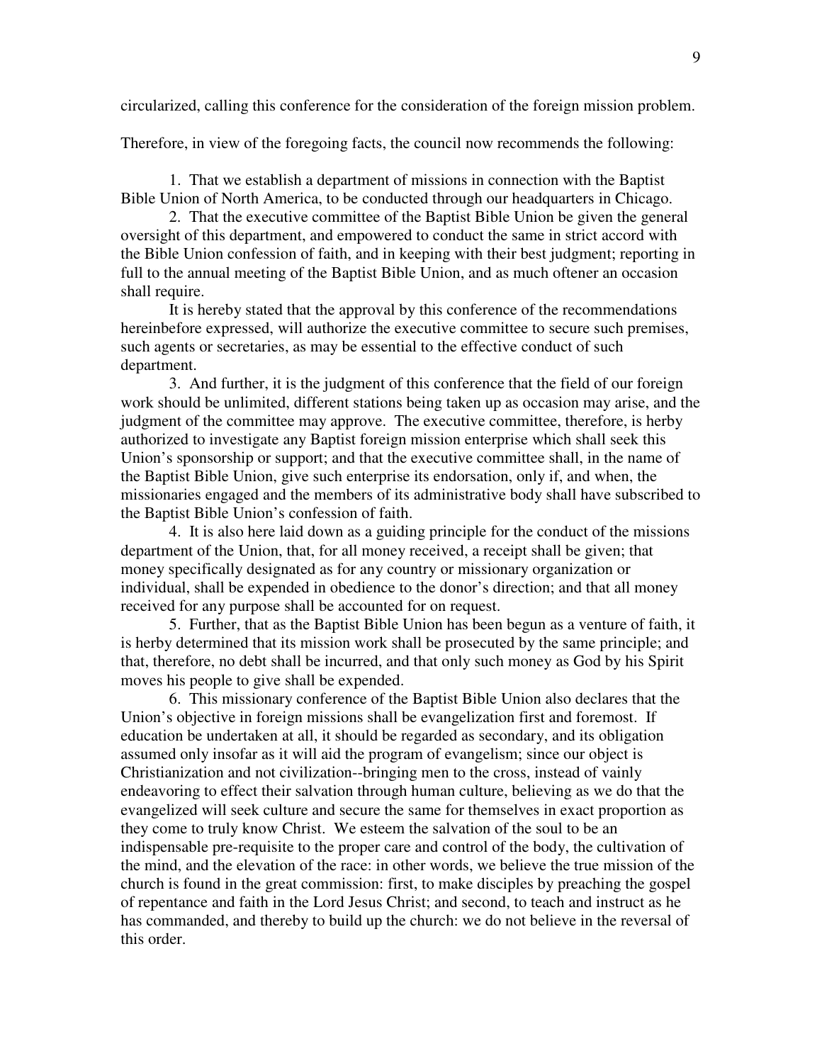circularized, calling this conference for the consideration of the foreign mission problem.

Therefore, in view of the foregoing facts, the council now recommends the following:

1. That we establish a department of missions in connection with the Baptist Bible Union of North America, to be conducted through our headquarters in Chicago.

2. That the executive committee of the Baptist Bible Union be given the general oversight of this department, and empowered to conduct the same in strict accord with the Bible Union confession of faith, and in keeping with their best judgment; reporting in full to the annual meeting of the Baptist Bible Union, and as much oftener an occasion shall require.

It is hereby stated that the approval by this conference of the recommendations hereinbefore expressed, will authorize the executive committee to secure such premises, such agents or secretaries, as may be essential to the effective conduct of such department.

3. And further, it is the judgment of this conference that the field of our foreign work should be unlimited, different stations being taken up as occasion may arise, and the judgment of the committee may approve. The executive committee, therefore, is herby authorized to investigate any Baptist foreign mission enterprise which shall seek this Union's sponsorship or support; and that the executive committee shall, in the name of the Baptist Bible Union, give such enterprise its endorsation, only if, and when, the missionaries engaged and the members of its administrative body shall have subscribed to the Baptist Bible Union's confession of faith.

4. It is also here laid down as a guiding principle for the conduct of the missions department of the Union, that, for all money received, a receipt shall be given; that money specifically designated as for any country or missionary organization or individual, shall be expended in obedience to the donor's direction; and that all money received for any purpose shall be accounted for on request.

5. Further, that as the Baptist Bible Union has been begun as a venture of faith, it is herby determined that its mission work shall be prosecuted by the same principle; and that, therefore, no debt shall be incurred, and that only such money as God by his Spirit moves his people to give shall be expended.

6. This missionary conference of the Baptist Bible Union also declares that the Union's objective in foreign missions shall be evangelization first and foremost. If education be undertaken at all, it should be regarded as secondary, and its obligation assumed only insofar as it will aid the program of evangelism; since our object is Christianization and not civilization--bringing men to the cross, instead of vainly endeavoring to effect their salvation through human culture, believing as we do that the evangelized will seek culture and secure the same for themselves in exact proportion as they come to truly know Christ. We esteem the salvation of the soul to be an indispensable pre-requisite to the proper care and control of the body, the cultivation of the mind, and the elevation of the race: in other words, we believe the true mission of the church is found in the great commission: first, to make disciples by preaching the gospel of repentance and faith in the Lord Jesus Christ; and second, to teach and instruct as he has commanded, and thereby to build up the church: we do not believe in the reversal of this order.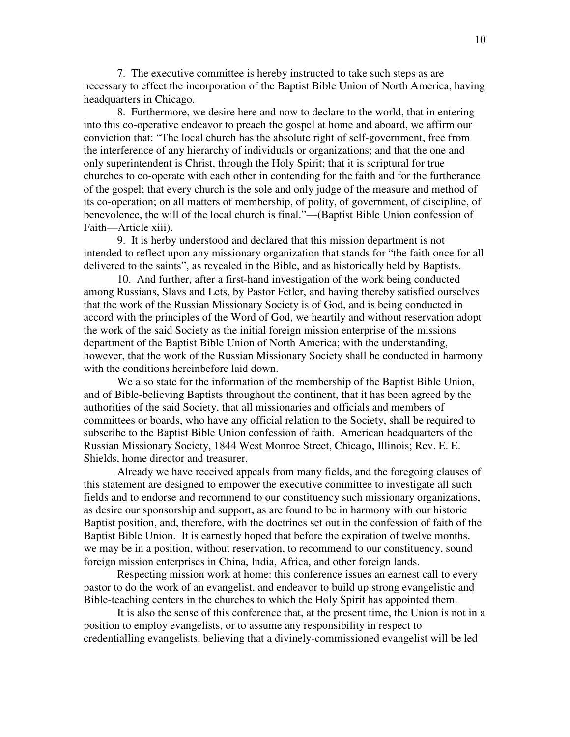7. The executive committee is hereby instructed to take such steps as are necessary to effect the incorporation of the Baptist Bible Union of North America, having headquarters in Chicago.

8. Furthermore, we desire here and now to declare to the world, that in entering into this co-operative endeavor to preach the gospel at home and aboard, we affirm our conviction that: "The local church has the absolute right of self-government, free from the interference of any hierarchy of individuals or organizations; and that the one and only superintendent is Christ, through the Holy Spirit; that it is scriptural for true churches to co-operate with each other in contending for the faith and for the furtherance of the gospel; that every church is the sole and only judge of the measure and method of its co-operation; on all matters of membership, of polity, of government, of discipline, of benevolence, the will of the local church is final."—(Baptist Bible Union confession of Faith—Article xiii).

9. It is herby understood and declared that this mission department is not intended to reflect upon any missionary organization that stands for "the faith once for all delivered to the saints", as revealed in the Bible, and as historically held by Baptists.

10. And further, after a first-hand investigation of the work being conducted among Russians, Slavs and Lets, by Pastor Fetler, and having thereby satisfied ourselves that the work of the Russian Missionary Society is of God, and is being conducted in accord with the principles of the Word of God, we heartily and without reservation adopt the work of the said Society as the initial foreign mission enterprise of the missions department of the Baptist Bible Union of North America; with the understanding, however, that the work of the Russian Missionary Society shall be conducted in harmony with the conditions hereinbefore laid down.

We also state for the information of the membership of the Baptist Bible Union, and of Bible-believing Baptists throughout the continent, that it has been agreed by the authorities of the said Society, that all missionaries and officials and members of committees or boards, who have any official relation to the Society, shall be required to subscribe to the Baptist Bible Union confession of faith. American headquarters of the Russian Missionary Society, 1844 West Monroe Street, Chicago, Illinois; Rev. E. E. Shields, home director and treasurer.

Already we have received appeals from many fields, and the foregoing clauses of this statement are designed to empower the executive committee to investigate all such fields and to endorse and recommend to our constituency such missionary organizations, as desire our sponsorship and support, as are found to be in harmony with our historic Baptist position, and, therefore, with the doctrines set out in the confession of faith of the Baptist Bible Union. It is earnestly hoped that before the expiration of twelve months, we may be in a position, without reservation, to recommend to our constituency, sound foreign mission enterprises in China, India, Africa, and other foreign lands.

Respecting mission work at home: this conference issues an earnest call to every pastor to do the work of an evangelist, and endeavor to build up strong evangelistic and Bible-teaching centers in the churches to which the Holy Spirit has appointed them.

It is also the sense of this conference that, at the present time, the Union is not in a position to employ evangelists, or to assume any responsibility in respect to credentialling evangelists, believing that a divinely-commissioned evangelist will be led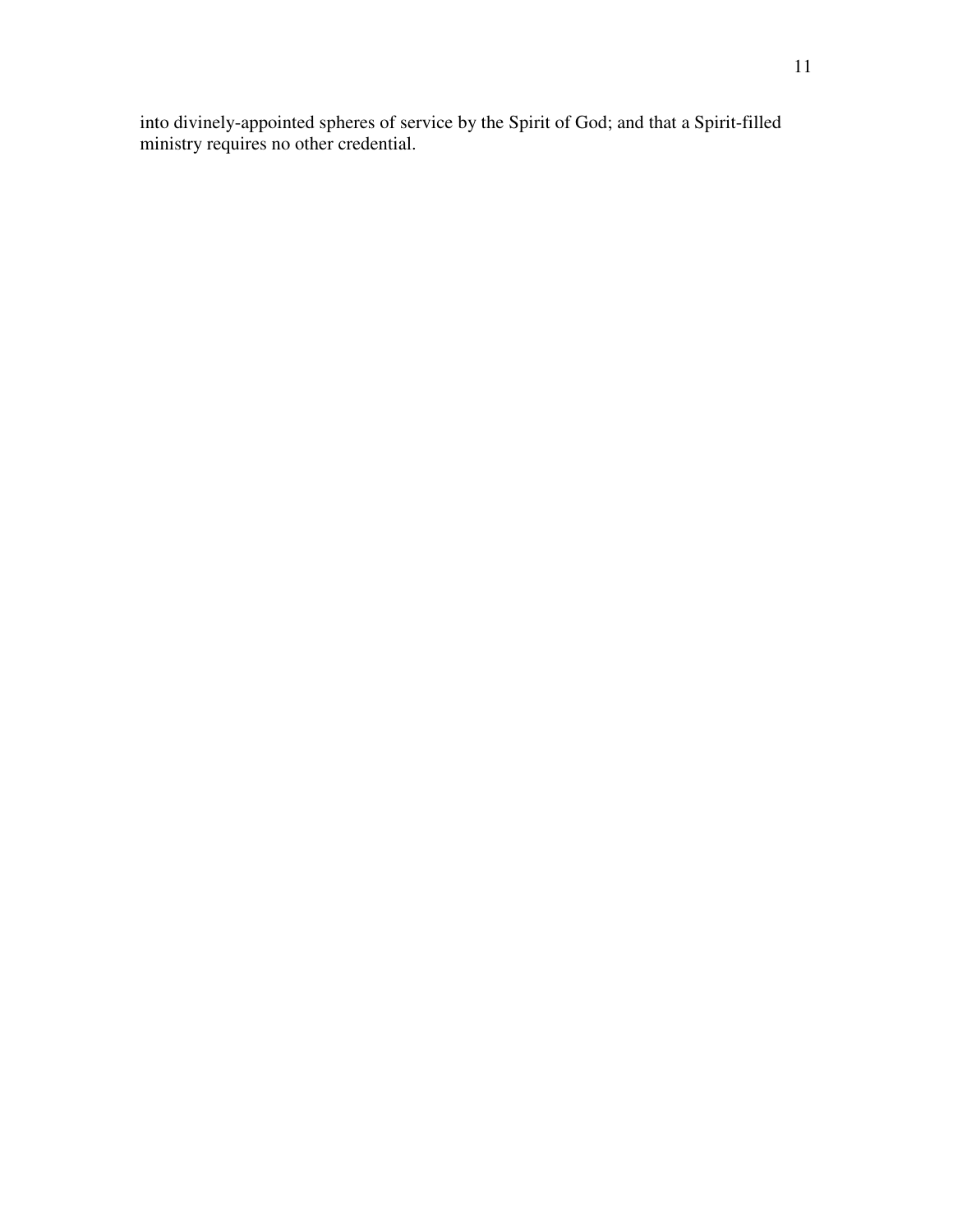into divinely-appointed spheres of service by the Spirit of God; and that a Spirit-filled ministry requires no other credential.